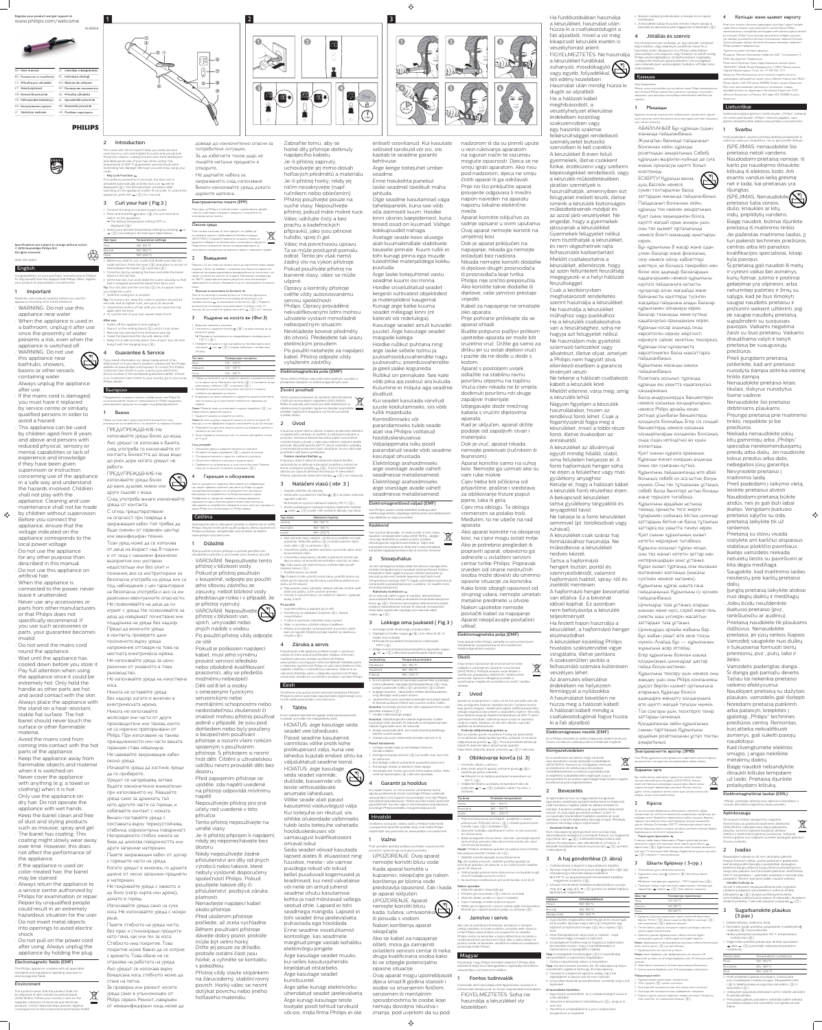Register your product and get support at
www.philips.com/welcome

BHB868

| EN | User manual | LT | Lietotāja rokasgrāmata |
|---|---|---|---|
| BG | Ръководство на потребителя | LV | Lietošanas pamācība |
| CS | Příručka pro uživatele | PL | Instrukcja obsługi |
| ET | Kasutusjuhend | RO | Manual de utilizare |
| HR | Korisnički priručnik | RU | Руководство пользователя |
| HU | Felhasználói kézikönyv | SK | Príručka užívateľa |
| KK | Қолданушының нұсқаулығы | SL | Uporabniški priročnik |
| LT | Vartotojo vadovas | SR | Korisnički priručnik |
| | | UK | Посібник користувача |

PHILIPS

Specifications are subject to change without notice
© 2016 Koninklijke Philips N.V.
All rights reserved.

## English

Congratulations on your purchase, and welcome to Philips! To fully benefit from the support that Philips offers, register your product at www.philips.com/welcome.

### 1 Important

Read this user manual carefully before you use the appliance and keep it for future reference.

- WARNING: Do not use this appliance near water.
- When the appliance is used in a bathroom, unplug it after use since the proximity of water presents a risk, even when the appliance is switched off.
- WARNING: Do not use this appliance near bathtubs, showers, basins or other vessels containing water.
- Always unplug the appliance after use.
- If the mains cord is damaged, you must have it replaced by Philips, a service centre authorised by Philips or similarly qualified persons in order to avoid a hazard.
- This appliance can be used by children aged from 8 years and above and persons with reduced physical, sensory or mental capabilities or lack of experience and knowledge if they have been given supervision or instruction concerning use of the appliance in a safe way and understand the hazards involved. Children shall not play with the appliance. Cleaning and user maintenance shall not be made by children without supervision.
- Before you connect the appliance, ensure that the voltage indicated on the appliance corresponds to the local power voltage.
- Do not use the appliance for any other purpose than described in this manual.
- Do not use this appliance on artificial hair.
- When the appliance is connected to the power, never leave it unattended.
- Never use any accessories or parts from other manufacturers or that Philips does not specifically recommend. If you use such accessories or parts, your guarantee becomes invalid.
- Do not wind the mains cord round the appliance.
- Wait until the appliance has cooled down before you store it. Pay full attention when using the appliance since it could be extremely hot. Only hold the handle as other parts are hot and avoid contact with the skin.
- Always place the appliance with the stand on a heat-resistant, stable flat surface. The hot barrel should never touch the surface or other flammable material.
- Avoid the mains cord from coming into contact with the hot parts of the appliance.
- Keep the appliance away from flammable objects and material when it is switched on.
- Never cover the appliance with anything (e.g. a towel or clothing) when it is hot.
- Only use the appliance on dry hair. Do not operate the appliance with wet hands.
- Keep the barrel clean and free of dust and styling products such as mousse, spray and gel. The barrel has coating. This coating might slowly wear away over time. However, this does not affect the performance of the appliance.
- If the appliance is used on color-treated hair, the barrel may be stained.
- Always return the appliance to a service centre authorized by Philips for examination or repair. Repair by unqualified people could result in an extremely hazardous situation for the user.
- Do not insert metal objects into openings to avoid electric shock.
- Do not pull on the power cord after using. Always unplug the appliance by holding the plug.

#### Electromagnetic fields (EMF)

This Philips appliance complies with all applicable standards and regulations regarding exposure to electromagnetic fields.

#### Environment

This symbol means that the product shall not be disposed of with normal household waste (2012/19/EU). Follow your country's rules for the separate collection of electrical and electronic products. Correct disposal helps prevent negative consequences for the environment and human health.

### 2 Introduction

The curler with 32 mm barrel helps you easily achieve voluminous curls and bouncy waves. Protective ceramic coating ensures even heat distribution and slides smoothly through your hair. The temperature of 200 °C guarantees optimal result while minimizing heat damage. We hope you will enjoy your curler.

- **Key Lock Function**
If no button is pressed for 5 seconds, the key lock is activated automatically and the key lock icon is shown. The first automatic activation after switching on the appliance takes 20 seconds. To unlock the appliance, press and hold the button for 1 second.

### 3 Curl your hair (Fig 3)

1. Connect the plug to a power supply socket.
2. Press and hold the on/off button for one second to switch on the appliance.
   - The default temperature setting (170°C) is displayed.
3. Select your desired temperature setting according to your hair type by pressing the buttons.

| Hair type | Temperature settings |
|---|---|
| Fine | 130–160 °C |
| Normal | 160–180 °C |
| Thick | 180–200 °C |

4. Before you start to curl, comb and divide your hair into small sections. Press the lever to open the clamp and put a section of hair between the barrel and clamp.
5. Close the clip by releasing the lever and slide the barrel down to the hair tips.
6. At the hair tips, turn and rotate the curler gradually so that hair is wrapped around the barrel from tip to root.

**Tip:** You can also use the cool tip as a support when you rotate the curler.

7. Hold the curling iron in position.

**Tip:** For loose curls, keep the curler in position around 20 seconds and for tight curls, use up to 30 seconds.

8. Unwind the section of hair until you can open the clip again and the barrel.
9. To curl the rest of your hair, repeat steps 4 to 8.

**After use:**

1. Switch off the appliance and unplug it.
2. Place it on the resting stand until it cools down.
3. Remove hair and dust from the barrel and clip.
4. Clean the barrel and clip with a damp cloth.
5. Keep it in a safe and dry place, free of dust. You can also hang it with the hanging loop.

### 4 Guarantee & Service

If you need information e.g. about replacement of an attachment or if you have a problem, please visit the Philips website at www.philips.com/support or contact the Philips Customer Care Centre in your country (you will find its phone number in the worldwide guarantee leaflet). If there is no Consumer Care Centre in your country, go to your local Philips dealer.

## Български

Поздравления за вашата покупка и добре дошли във Philips! За да се възползвате изцяло от предлаганата от Philips поддръжка, регистрирайте продукта си на адрес www.philips.com/welcome.

### 1 Важно

- ПРЕДУПРЕЖДЕНИЕ: Не използвайте уреда близо до вода.
- Ако уредът се използва в банята, след употреба го изключвайте от контакта. Близостта до вода води до риск дори когато уредът не работи.
- ПРЕДУПРЕЖДЕНИЕ: Не използвайте уреда близо до вани, душове, мивки или други съдове с вода.
- След употреба винаги изключвайте уреда от контакта.
- С оглед предотвратяване на опасност при повреда в захранващия кабел той трябва да бъде сменен от оторизиран център или квалифицирани техници.
- Този уред може да се използва от деца на възраст над 8 години и от лица с намалени физически възприятия или умствени недостатъци или без опит и познания, ако са инструктирани за безопасна употреба на уреда или са под наблюдение с цел гарантиране на безопасна употреба и ако са им разяснени евентуалните опасности. Не позволявайте на деца да си играят с уреда. Не позволявайте на деца да извършват почистване или поддръжка на уреда без надзор.
- Преди да включите уреда в контакта, проверете дали посоченото върху уреда напрежение отговаря на това на местната електрическа мрежа.
- Не използвайте уреда за цели, различни от указаното в това ръководство.
- Не използвайте уреда на изкуствена коса.
- Никога не оставяйте уреда без надзор, когато е включен в електрическата мрежа.
- Никога не използвайте аксесоари или части от други производители или такива, които не са изрично препоръчани от Philips. При използване на такива принадлежности или части вашата гаранция става невалидна.
- Не навивайте захранващия кабел около уреда.
- Изчакайте уреда да изстине, преди да го приберете.
- Уредът се нагорещява, затова бъдете изключително внимателни при използването му. Хващайте уреда само за дръжката, тъй като другите части са горещи, и избягвайте контакт с кожата.
- Винаги поставяйте уреда с поставката върху термоустойчива, стабилна, хоризонтална повърхност. Нагорещената стойка никога не бива да докосва повърхността или други запалими материали.
- Пазете захранващия кабел от допир с горещите части на уреда.
- Когато уредът е включен, го дръжте далече от лесно запалими предмети и материали.
- Не покривайте уреда с каквото и да било (напр. кърпа или дреха), докато е горещ.
- Използвайте уреда само на суха коса. Не използвайте уреда с мокри ръце.
- Пазете стеблото на уреда чисто, без прах и стилизиращи продукти като гелове, спрей или пяна. Стеблото има покритие. Това покритие може бавно да се изтрие с времето. Това обаче не се отразява на работата на уреда.
- Ако уредът се използва върху боядисана коса, стеблото може да стане на петна.
- За проверка или ремонт носете уреда само в упълномощен от Philips сервиз. Ремонт, извършен от неквалифицирани лица, може да доведе до изключително опасни за потребителя ситуации.
- За да избегнете токов удар, не пъхайте метални предмети в отворите.
- Не дърпайте кабела за захранването след използване. Винаги изключвайте уреда, докато държите щепсела.

#### Електромагнитни полета (ЕМП)

Този уред на Philips е в съответствие с всички приложими стандарти и разпоредби относно излагане на електромагнитни полета.

#### Опазване на околната среда

Този символ означава, че този продукт не трябва да се изхвърля заедно с обикновените битови отпадъци (2012/19/ЕС). Спазвайте правилата на вашата страна за разделно събиране на електрически и електронни продукти. Правилното изхвърляне помага за предотвратяване на отрицателните последствия за околната среда и човешкото здраве.

### 2 Въведение

Маша с 32 мм стебло ви помага лесно да постигнете обемни къдрици и вълни. Защитното керамично покритие осигурява равномерно разпределение на топлината и се плъзга гладко през косата ви. Температурата от 200°C гарантира оптимален резултат, като свежда до минимум повредите от топлината. Надяваме се да се наслаждавате на вашата маша.

- **Функция за заключване на бутоните**

### 3 Къдрене на косата ви (Фиг.3)

| Тип коса | Температурни настройки |
|---|---|
| Фина | 130 – 160 °C |
| Нормална | 160 – 180 °C |
| Плътна | 180 – 200 °C |

### 4 Гаранция и обслужване

## Čeština

Blahopřejeme k nákupu a vítáme Vás mezi uživateli výrobků Philips! Chcete-li využívat všech výhod podpory nabízené společností Philips, zaregistrujte svůj výrobek na adrese www.philips.com/welcome.

### 1 Důležité

Před použitím tohoto přístroje si pečlivě přečtěte tuto uživatelskou příručku a uschovejte ji pro budoucí použití.

- VAROVÁNÍ: Nepoužívejte tento přístroj v blízkosti vody.
- Pokud je přístroj používán v koupelně, odpojte po použití jeho síťovou zástrčku ze zásuvky, neboť blízkost vody představuje riziko i v případě, že je přístroj vypnutý.
- VAROVÁNÍ: Nepoužívejte přístroj v blízkosti van, sprch, umyvadel nebo jiných nádob s vodou.
- Po použití přístroj vždy odpojte ze sítě.
- Pokud je poškozen napájecí kabel, musí jeho výměnu provést servisní středisko nebo obdobně kvalifikovaní pracovníci, aby se předešlo možnému nebezpečí.
- Děti od 8 let a osoby s omezenými fyzickými, senzorickými nebo mentálními schopnostmi nebo nedostatečnou zkušeností či znalostí mohou přístroj používat jedině v případě, že jsou pod dohledem nebo byly poučeny o bezpečném používání přístroje a rozumí všem rizikům spojeným s použitím přístroje. S přístrojem si nesmí hrát děti. Čištění a uživatelskou údržbu nesmí provádět děti bez dozoru.
- Před zapojením přístroje se ujistěte, zda napětí uvedené na přístroji odpovídá místnímu napětí.
- Nepoužívejte přístroj pro jiné účely než uvedené v této příručce.
- Tento přístroj nepoužívejte na umělé vlasy.
- Je-li přístroj připojen k napájení, nikdy jej neponechávejte bez dozoru.
- Nikdy nepoužívejte žádné příslušenství ani díly od jiných výrobců nebo takové, které nebyly výslovně doporučeny společností Philips. Pokud použijete takové díly či příslušenství, pozbývá záruka platnosti.
- Nenavíjejte napájecí kabel okolo přístroje.
- Před uložením přístroje počkejte, až zcela vychladne. Během používání přístroje dávejte dobrý pozor, protože může být velmi horký. Držte jej pouze za držadlo, protože ostatní části jsou horké, a vyhněte se kontaktu s pokožkou.
- Přístroj vždy stavte stojánkem na žáruvzdorný, stabilní rovný povrch. Horký válec se nesmí dotýkat povrchu nebo jiného hořlavého materiálu.
- Zabraňte tomu, aby se horké díly přístroje dotkly napájecího kabelu.
- Je-li přístroj zapnutý, uchovávejte jej mimo dosah hořlavých předmětů a materiálu.
- Je-li přístroj horký, nikdy jej ničím nezakrývejte (např. ručníkem nebo oblečením).
- Přístroj používejte pouze na suché vlasy. Nepoužívejte přístroj, pokud máte mokré ruce.
- Válec udržujte čistý a bez prachu a kadeřnických přípravků, jako jsou pěnové tužidlo, sprej či gel. Válec má povrchovou úpravu. Ta se může postupně pomalu odírat. Tento jev však nemá žádný vliv na výkon přístroje.
- Pokud používáte přístroj na barvené vlasy, válec se může ušpinit.
- Opravy a kontroly přístroje svěřte vždy autorizovanému servisu společnosti Philips. Opravy prováděné nekvalifikovanými lidmi mohou uživatele vystavit mimořádně nebezpečným situacím.
- Nevkládejte kovové předměty do otvorů. Předejdete tak úrazu elektrickým proudem.
- Po použití netahejte za napájecí kabel. Přístroj odpojte vždy vytažením zástrčky.

#### Elektromagnetická pole (EMP)

Tento přístroj Philips odpovídá všem platným normám a předpisům týkajícím se elektromagnetických polí.

#### Životní prostředí

### 2 Úvod

### 3 Natáčení vlasů ( obr. 3 )

| Typ vlasů | Nastavení teploty |
|---|---|
| Jemné | 130 – 160 °C |
| Normální | 160 – 180 °C |
| Husté | 180 – 200 °C |

### 4 Záruka a servis

## Eesti

### 1 Tähtis

- HOIATUS: ärge kasutage seadet vee lähedusel.
- Pärast seadme kasutamist vannitoas võtke pistik kohe pistikupesast välja, kuna vee lähedus kujutab endast ohtu ka väljalülitatud seadme korral.
- HOIATUS: ärge kasutage seadet vannide, duššide, basseinide või teiste veenõude läheduses.
- Võtke seade alati pärast kasutamist vooluvõrgust välja.
- Kui toitejuhe on riknud, siis ohtlike olukordade vältimiseks tuleb lasta toitejuhe vahetada Philipsi volitatud hoolduskeskuses või samasugust kvalifikatsiooni omaval isikul.
- Seda seadet võivad kasutada lapsed alates 8. eluaastast ning füüsilise, meele- või vaimse puudega isikud või isikud, kellel puuduvad kogemused ja teadmised, kui neid valvatakse või neile on antud juhendid seadme ohutu kasutamise kohta ja nad mõistavad sellega seotud ohte. Lapsed ei tohi seadmega mängida. Lapsed ei tohi seadet järelevalveta puhastada ega hooldada.
- Enne seadme vooluvõrku ühendamist kontrollige, kas seadmele märgitud pinge vastab kohaliku elektrivõrgu pingele.
- Ärge kasutage seadet muuks, kui selles kasutusjuhendis kirjeldatud otstarbeks.
- Ärge kasutage seadet kunstjuustel.
- Ärge jätke kunagi elektrivõrku ühendatud seadet järelevalveta.
- Ärge kasutage kunagi teiste tootjate poolt tehtud tarvikuid või osi, mida firma Philips ei ole eriliselt soovitanud. Kui kasutate selliseid tarvikuid või osi, kaotab te seadme garantii kehtivuse.
- Ärge kerige toitejuhet ümber seadme.
- Enne hoiukohta panekut laske seadmel täielikult maha jahtuda.
- Olge seadme kasutamisel väga tähelepanelik, kuna see võib olla äärmiselt kuum. Hoidke kinni üksnes käepidemest, kuna teised osad on kuumad. Vältige kokkupuudet nahaga.
- Asetage seade koos alusega alati kuumakindlale stabiilsele tasasele pinnale. Kuum rull ei tohi kunagi puutuda kokku pinna ega muude tuleohtlike materjalidega.
- Ärge laske toitejuhtmel vastu seadme kuumi osi minna.
- Hoidke sisselülitatud seadet kergesti süttivatest objektidest ja materjalidest kaugemal.
- Kunagi ärge katke kuuma seadet millegagi kinni (nt käterati või riietega).
- Kasutage seadet ainult kuivadel juustel. Ärge kasutage seadet märgade kätega.
- Hoidke rull puhtana ning ärge laske tolmul ning juuksehooldusvahendite nagu vaht, lakk või geel jääda seadmele. Rullil on pinnakate. See kate võib pikka aja jooksul ära kuluda. Kulumine ei mõjuta aga seadme jõudlust.
- Kui seadet kasutada värvitud juustel, siis võib rulli määrduda.
- Kontrollimiseks või parandamiseks tuleb seade alati viia Philipsi volitatud hoolduskeskusesse. Väljaõppimata isiku poolt parandatud seade võib seadme kasutajat ohustada.
- Elektrilöögi ärahoidmiseks ärge sisestage avade vahelt seadmesse metallesemeid.
- Elektrilöögi ärahoidmiseks ärge sisestage avade vahelt seadmesse metallesemeid.

#### Elektromagnetväljad (EMF)

### 2 Sissejuhatus

### 3 Lokkige oma juukseid ( Fig 3 )

| Juuksetüüp | Temperatuuriseaded |
|---|---|
| Õhukesed | 130 – 160 °C |
| Normaalsed | 160 – 180 °C |
| Paksud | 180 – 200 °C |

### 4 Garantii ja hooldus

## Hrvatski

### 1 Važno

- UPOZORENJE: Ovaj aparat nemojte koristiti blizu vode.
- Kada aparat koristite u kupaonici, iskopčajte ga nakon korištenja jer blizina vode predstavlja opasnost, čak i kada je aparat isključen.
- UPOZORENJE: Aparat nemojte koristiti blizu kada, tuševa, umivaonika ili posuda s vodom.
- Nakon korištenja aparat iskopčajte.
- Ako se kabel za napajanje ošteti, mora ga zamijeniti ovlašteni servisni centar ili neka druga kvalificirana osoba kako bi se izbjegle potencijalno opasne situacije.
- Ovaj aparat mogu upotrebljavati djeca iznad 8 godina starosti i osobe sa smanjenim fizičkim, senzornim ili mentalnim sposobnostima te osobe koje nemaju dovoljno iskustva i znanja, pod uvjetom da su pod nadzorom ili da su primili upute u vezi rukovanja aparatom na siguran način te razumiju moguće opasnosti. Djeca se ne smiju igrati aparatom. Ako nisu pod nadzorom, djeca ne smiju čistiti aparat ili ga održavati.
- Prije no što priključite aparat provjerite odgovara li mrežni napon naveden na aparatu naponu lokalne električne mreže.
- Aparat koristite isključivo za radnje opisane u ovim uputama.
- Ovaj aparat nemojte koristiti na umjetnoj kosi.
- Dok je aparat priključen na napajanje, nikada ga nemojte ostavljati bez nadzora.
- Nikada nemojte koristiti dodatke ili dijelove drugih proizvođača ili proizvođača koje tvrtka Philips nije izričito preporučila. Ako koristite takve dodatke ili dijelove, vaše jamstvo prestaje vrijediti.
- Kabel za napajanje ne omatajte oko aparata.
- Prije pohrane pričekajte da se aparat ohladi.
- Budite potpuno pažljivi prilikom upotrebe aparata je može biti izuzetno vruć. Držite ga samo za dršku jer su ostali dijelovi vrući i pazite da ne dođe u dodir s kožom.
- Aparat s postoljem uvijek odložite na stabilnu ravnu površinu otpornu na toplinu. Vruća cijev nikada ne bi smjela dodirnuti površinu niti druge zapaljive materijale.
- Izbjegavajte dodir mrežnog kabela s vrućim dijelovima aparata.
- Kad je uključen, aparat držite podalje od zapaljivih stvari i materijala.
- Dok je vruć, aparat nikada nemojte prekrivati (ručnikom ili tkaninom).
- Aparat koristite samo na suhoj kosi. Nemojte ga uzimati ako su vam ruke mokre.
- Cijev treba biti očišćena od prljavštine, prašine i sredstava za oblikovanje frizure poput pjene, laka ili gela.
- Cijev ima oblogu. Ta obloga vremenom se polako troši. Međutim, to ne utječe na rad aparata.
- Ako aparat koristite na obojanoj kosi, na cijevi mogu ostati mrlje.
- Ako je potrebno pregledati ili popraviti aparat, obavezno ga odnesite u ovlašteni servisni centar tvrtke Philips. Popravak izveden od strane nestručnih osoba može dovesti do iznimno opasne situacije za korisnika.
- Kako biste izbjegli opasnost od strujnog udara, nemojte umetati metalne predmete u otvore.
- Nakon upotrebe nemojte povlačiti kabel za napajanje. Aparat isključujte povlačeći utikač.

#### Elektromagnetska polja (EMF)

#### Okoliš

### 2 Uvod

### 3 Kovrčanje kose ( Sl. 3 )

| Tip kose | Postavke temperature |
|---|---|
| Tanka | 130 – 160 °C |
| Normalna | 160 – 180 °C |
| Gusta | 180 – 200 °C |

### 4 Jamstvo i servis

## Magyar

### 1 Fontos tudnivalók

- FIGYELMEZTETÉS: Ne használja a készüléket víz közelében.
- Ha fürdőszobában használja a készüléket, használat után húzza ki a csatlakozódugót a fali aljzatból, mivel a víz még kikapcsolt készülék esetén is veszélyforrást jelent.
- FIGYELMEZTETÉS: Ne használja a készüléket fürdőkád, zuhanyzó, mosdókagyló vagy egyéb, folyadékkal teli edény közelében.
- Használat után mindig húzza ki dugót az aljzatból.
- Ha a hálózati kábel meghibásodott, a veszélyhelyzet elkerülése érdekében kizárólag szakszervizben vagy egy hasonlóan szakmai felkészültséggel rendelkező személlyel cseréltesse ki.
- A készüléket 8 évesnél idősebb gyermekek, illetve csökkent fizikai, érzékszervi vagy szellemi képességekkel rendelkező, vagy a készülék működtetésében járatlan személyek is használhatják, amennyiben ezt felügyelet mellett teszik, illetve ismerik a készülék biztonságos működtetésének módját és az azzal járó veszélyeket. Ne engedje, hogy a gyermekek játsszanak a készülékkel. Gyermekek felügyelet nélkül nem tisztíthatják a készüléket, és nem végezhetnek rajta felhasználói karbantartást.
- Mielőtt csatlakoztatja a készüléket, ellenőrizze, hogy az azon feltüntetett feszültség megegyezik-e a helyi hálózati feszültséggel.
- Csak a kézikönyvben meghatározott rendeltetés szerint használja a készüléket.
- Ne használja a készüléket műhajhoz vagy parókához.
- Ha a készülék csatlakoztatva van a feszültséghez, soha ne hagyja azt felügyelet nélkül.
- Ne használjon más gyártótól származó tartozékot vagy alkatrészt, illetve olyat, amelyet a Philips nem javasolt. Ha ilyen tartozékot vagy alkatrészt használ, érvényét veszti a garancia.
- Ne tekerje a hálózati csatlakozó kábelt a készülék köré.
- Mielőtt eltenné, várja meg, amíg a készülék lehűl.
- Nagyon figyelmesen használja a készüléket, mert rendkívül forró lehet. Csak a fogantyújánál fogja meg a készüléket, mivel a többi része forró, illetve óvakodjon az érintésétől.
- A készüléket az állvánnyal együtt mindig hőálló, stabil, sima felületen helyezze el. A forró hajformázó henger soha ne érjen a felülethez vagy más gyúlékony anyaghoz.
- Kerülje el, hogy a hálózati kábel a készülék forró részeihez érjen.
- A bekapcsolt készüléket tartsa gyúlékony tárgyaktól és anyagoktól távol.
- Ne takarja le a forró készüléket semmivel (pl. törölközővel vagy ruhával).
- A készüléket csak száraz haj formázásához használja. Ne működtesse a készüléket nedves kézzel.
- Tartsa a hajformázó hengert tisztán portól és szennyeződéstől, valamint hajformázó habtól, spray-től és zselétől mentesen.
- A hajformázó henger bevonattal van ellátva. Ez a bevonat idővel kophat. Ez azonban nem befolyásolja a készülék teljesítményét.
- Ha festett hajon használja a készüléket, a hajformázó henger elszíneződhet.
- A készüléket kizárólag Philips hivatalos szakszervizbe vigye vizsgálatra, illetve javításra. A szakszerűtlen javítás a felhasználó számára különösen veszélyes lehet.
- Az áramütés elkerülése érdekében ne helyezzen fémtárgyat a nyílásokba.
- A használatot követően ne húzza meg a hálózati kábelt. A hálózati kábelt mindig a csatlakozódugónál fogva húzza ki a fali aljzatból.

#### Elektromágneses mezők (EMF)

#### Környezetvédelem

### 2 Bevezetés

### 3 A haj göndörítése ( 3. ábra)

| Hajtípus | Hőfokbeállítások |
|---|---|
| Vékony | 130 – 160 °C |
| Normál | 160 – 180 °C |
| Vastag, dús | 180 – 200 °C |

### 4 Jótállás és szerviz

## Қазақша

### 1 Маңызды

- АБАЙЛАҢЫЗ! Бұл құралды суын жанында пайдаланбаңыз.
- Жуынатын бөлмеде пайдаланып болғаннан кейін, құралды розеткадан ажыратыңыз. Себебі, құралды өшіріп қойғанда да судың жақын орналасуы қауіпті болып есептеледі.
- ЕСКЕРТУ! Құралды ванна, душ бассейн немесе сумен толтырылған басқа заттардың жанында пайдаланбаңыз.
- Пайдаланып болғаннан кейін, құралды ток көзінен ажыратыңыз.
- Қуат сымы зақымданған болса, қауіпті жағдай орын алмауы үшін, оны тек қызмет орталығында немесе білікті мамандар ауыстыруы керек.
- Бұл құрылғыны 8 жасар және одан үлкен балалар және физикалық, сезу немесе ойлау қабілеттері шектеулі, не болмаса тәжірибесі мен білімі жоқ адамдар басқаларының қадағалауымен немесе құрылғыны қауіпсіз пайдалану туралы нұсқау алған жағдайда және байланысты қатерлерді түсінген жағдайда пайдалана алады. Балалар құрылғымен ойнамауы керек. Балалар тазалау және күтімді қадағалаусыз орындамауы керек.
- Құралды қосар алдында, онда көрсетілген кернеу жергілікті кернеуге сәйкес келетінін тексеріңіз.
- Құралды осы нұсқаулықта көрсетілгеннен басқа мақсатта пайдаланбаңыз.
- Құрылғыны жасанды шашқа қолданбаңыз.
- Розеткаға қосылып тұрғанда, құралды еш уақытта қараусыз қалдырмаңыз.
- Басқа өндірушілерден бөлшектерін немесе қосымша құралдарын немесе Philips арнайы кеңес ретінде ұсынбаған бөлшектерді қолдануға болмайды. Егер сіз осындай бөлшектерді немесе қосымша құралдарды қолданатын болсаңыз, онда кепілдігіңіз еш күшін жоғалтады.
- Қуат сымын құралға орамаңыз.
- Құралды жинап қоярдан алдында, оның сал суынуын күтіңіз.
- Құрылғыны пайдаланғанда өте абай болыңыз, себебі ол аса ыстық болуы мүмкін. Оны тек тұтқасынан ұстаңыз, себебі басқа бөліктері ыстық болады және терімен тигізбеңіз.
- Құрылғыны ардайым ыстыққа төзімді, орнықты тегіс жерге тұғырымен қойыңыз. Ыстық цилиндр заттарға бетіне не басқа тұтанғыш заттарға еш уақытта тимеу керек.
- Қуат сымын құрылғының ыстық кетінен жерлерге тигізбеңіз.
- Құрылғы қосулы тұрғанда, оны тез жанып кететін заттар мен материалдардан алыс ұстаңыз.
- Құрал ыстық тұрғанда оны ешқандай өшпенмен жаппаңыз (мысалы сүлгімен немесе киіммен).
- Құрылғыны тек құрғақ шашта ғана пайдаланыңыз. Құрылғыны су қолмен пайдаланбаңыз.
- Цилиндрды таза ұстаңыз, оларды шаңнан және мусс, спрей және гель сияқты шаш үлгілерін жасайтын заттардан таза ұстаңыз.
- Цилиндрдің арнайы жабыны бар. Бұл жабын уақыт өте келе тозуы мүмкін. Алайда бұл — құрылғының жұмысына әсер етпейді.
- Егер құрылғыны боялған шашқа қолданатын болсаңыз, цилиндр дақтанып қалуы мүмкін.
- Құрылғыны тексеру үшін немесе оны жөндеу үшін оны Philips компаниясы рұқсат берген өкілетті орталығына апарыңыз. Құрылғыны білікті емес адамдардың жөндеуі пайдаланушы үшін өте қауіпті жағдай тудыруы мүмкін.
- Ток соғуды болдырмау үшін, тесіктерге темір заттарды салмаңыз.
- Қолданғаннан кейін құрылғының қуат сымын тартпаңыз. Құрылғыны әрқашан розеткадан ашаны тартып ажыратыңыз.

#### Электромагниттік өрістер (ЭМӨ)

#### Қоршаған орта

### 2 Кіріспе

### 3 Шашты бұйралау ( 3-сур. )

| Шаш түрі | Температура параметрлері |
|---|---|
| Жұқа | 130 - 160 °C |
| Қалыпты | 160 - 180 °C |
| Қалың | 180 - 200 °C |

### 4 Кепілдік және қызмет көрсету

## Lietuviškai

### 1 Svarbu

- ĮSPĖJIMAS. Nenaudokite šio prietaiso netoli vandens.
- Naudodami prietaisą vonioje, iš karto po naudojimo ištraukite kištuką iš elektros lizdo. Arti esantis vanduo kelią grėsmę net ir tada, kai prietaisas yra išjungtas.
- ĮSPĖJIMAS. Nenaudokite prietaiso šalia vonios, dušo, kriauklės ar kitų indų, pripildytų vandens.
- Baigę naudoti, būtinai išjunkite prietaisą iš maitinimo tinklo.
- Jei pažeistas maitinimo laidas, jį turi pakeisti techninės priežiūros centras arba panašios kvalifikacijos specialistai, kitaip kyla pavojus.
- Šį prietaisą gali naudoti 8 metų ir vyresni vaikai bei asmenys, kurių fiziniai, jutimo ir protiniai gebėjimai yra silpnesni, arba neturintieji patirties ir žinių su sąlyga, kad jie bus prižiūrimi arba instruktuoti, kaip saugiai naudotis prietaisu ir supažindinti su susijusiais pavojais. Vaikams negalima žaisti su šiuo prietaisu. Vaikams draudžiama valyti ir taisyti prietaisą be suaugusiųjų priežiūros.
- Prieš įjungdami prietaisą patikrinkite, kad ant prietaiso nurodyta įtampa atitinka vietinę tinklo įtampą.
- Nenaudokite prietaiso kitais tikslais, išskyrus nurodytus šiame vadove.
- Nenaudokite šio prietaiso dirbtiniams plaukams.
- Prijungę prietaisą prie maitinimo tinklo, nepalikite jo be priežiūros.
- Niekada nenaudokite jokių kitų gamintojų arba „Philips" specialiai nerekomenduojamų priedų arba dalių. Jei naudosite tokius priedus arba dalis, nebegalios jūsų garantija.
- Nevyniokite prietaiso į maitinimo laidą.
- Prieš padėdami į laikymo vietą, leiskite prietaisui atvėsti.
- Naudodami prietaisą būkite atidūs, nes jis gali būti labai įkaitęs. Vengdami įkaitusio prietaiso sąlyčio su oda, prietaisą laikykite tik už rankenos.
- Prietaisą su stovu visada statykite ant karščiui atsparaus stabilaus plokščio paviršiaus. Įkaitęs vamzdelis niekada neturėtų liestis su paviršiumi ar kita degia medžiaga.
- Saugokite, kad maitinimo laidas neliestų karštų prietaiso dalių.
- Įjungtą prietaisą laikykite atokiai nuo degių daiktų ir medžiagų.
- Jokiu būdu neuždenkite įkaitusio prietaiso (pvz., rankšluosčiu ar audiniu).
- Prietaisą naudokite tik sausiems plaukams. Nenaudokite prietaiso, jei jūsų rankos šlapios.
- Vamzdelį saugokite nuo dulkių ir nuo tokių plaukų formavimo priemonių, kaip putos, purškalas ar gelis.
- Vamzdelis padengtas danga. Ši danga gali palaipsniui dėvėtis. Tačiau tai nekenkia prietaiso veikimo efektyvumui.
- Naudojant prietaisą su dažytais plaukais, vamzdelis gali išsitepti.
- Norėdami prietaisą patikrinti arba pataisyti, kreipkitės į įgaliotąjį „Philips" techninės priežiūros centrą. Remontas, kurį atlieka nekvalifikuoti asmenys, gali sukelti pavojų naudotojui.
- Kad išvengtumėte elektros smūgio, į angas nekiškite metalinių daiktų.
- Baigę naudoti nebandykite ištraukti kištuko tempdami už laido. Prietaisą išjunkite prilaikydami kištuką.

#### Elektromagnetiniai laukai (EML)

#### Aplinkosauga

### 2 Įvadas

### 3 Sugarbanokite plaukus (3 pav.)

| Plaukų tipas | Temperatūros nustatymai |
|---|---|
| Ploni | 130–160 °C |
| Normalūs | 160–180 °C |
| Stori | 180–200 °C |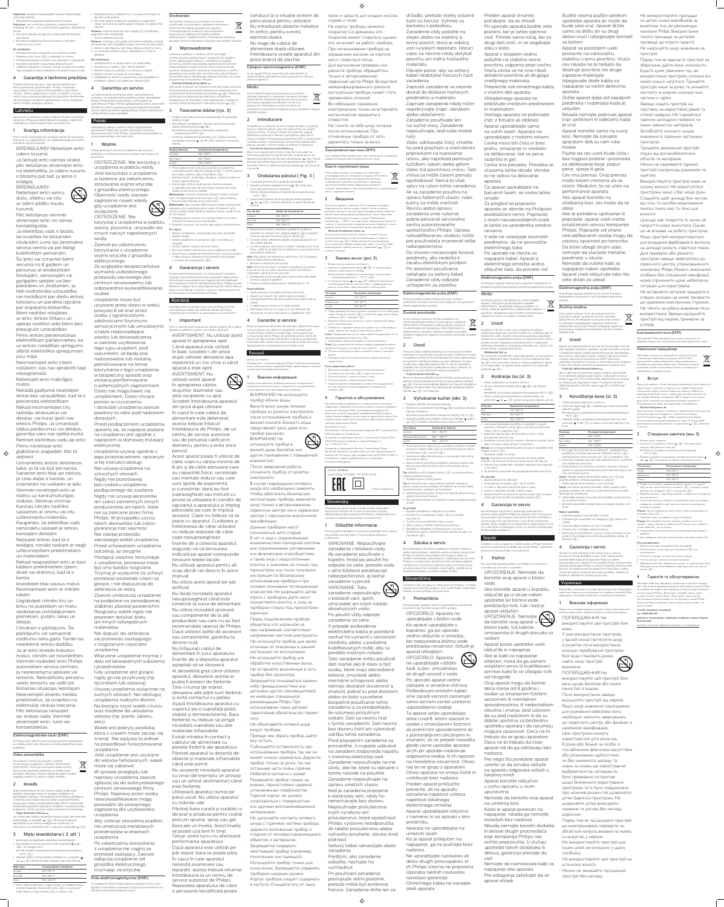## Latviešu

### 1 Svarīga informācija

- BRĪDINĀJUMS! Neliet ierīci ūdens tuvumā.
- Ja lietojat ierīci vannas istabā, pēc lietošanas atvienojiet ierīci no elektrotīkla, jo ūdens tuvums ir bīstams pat tad, ja ierīce ir izslēgta.
- BRĪDINĀJUMS! Nelietojiet ierīci vannu, dušu, izlietnu vai citu ar ūdeni pildītu trauku tuvumā.
- Pēc lietošanas vienmēr atvienojiet ierīci no sienas kontaktligzdas.
- Ja elektrības vads ir bojāts, lai izvairītos no bīstamām situācijām, jums tas jānomaina servisa centrā vai pie līdzīgi kvalificētam personām.
- Šo ierīci var izmantot bērni vecumā no 8 gadiem un personas ar ierobežotām fiziskajām, sensorajām vai garīgajām spējām vai bez pieredzes un zināšanām, ja tiek nodrošināta uzraudzība vai norādījumi par drošu ierīces lietošanu un paskaidrota iespējamā bīstamība. Bērni nedrīkst rotaļāties ar ierīci. Ierīces tīrīšanu un apkopi nedrīkst veikt bērni bez pieaugušo uzraudzības.
- Pirms ierīces pievienošanas elektrotīklam pārliecinieties, ka uz ierīces norādītais spriegums atbilst elektrotīkla spriegumam jūsu mājā.
- Neizmantojiet ierīci citiem nolūkiem, kas nav aprakstīti šajā rokasgrāmatā.
- Nelietojiet ierīci mākslīgos matos.
- Nekādā gadījumā neatstājiet ierīci bez uzraudzības, kad tā ir pievienota elektrotīklam.
- Nekad neizmantojiet citu ražotāju aksesuārus vai detaļas, vai kuras īpaši nav ieteikis Philips. Ja izmantojat šādus aksesuārus vai detaļas, garantija vairs nav spēkā esoša.
- Netiniet elektrības vadu ap ierīci.
- Pirms ierīces novietošanas glabāšanā, pagaidiet, līdz tā atdziest.
- Uzmanieties ierīces lietošanas laikā, jo tā var būt ļoti karsta. Satveriet ierīci tikai aiz roktura, jo citas daļas ir karstas, un izvairieties no saskares ar ādu.
- Vienmēr novietojiet ierīci uz stabilas, līdzenas, karstumizturīgas virsmas. Karstais cilindrs nedrīkst saskarties ar virsmu vai citu uzliesmojošu materiālu.
- Neļaujiet barošanas vadam saskarties ar ierīces karstajām daļām.
- Nelaujiet ierīcei, kad tā ir ieslēgta, nonākt saskarē ar viegli uzliesmojošiem priekšmetiem un materiāliem.
- Nekad neapsedziet ierīci ar kaut ko (piem., dvieli vai drānu), kad tā ir karsta.
- Ierīci lietojiet tikai sausiem matiem. Neizmantojiet ierīci ar mitrām rokām.
- Uzglabājiet cilindru tīru un brīvu no putekļiem un matu veidošanas izstrādājumiem, piemēram, putām, lakas un želejas.
- Cilindrā ir pārklājums. Šis pārklājums var samazināt nodilumu laika gaitā. Tomēr tas neietekmē ierīces darbību.
- Ja ar ierīci veidoti krāsotu matus, cilindrs var nosmērēties.
- Vienmēr nododiet ierīci Philips autorizētam servisa centram, ja nepieciešama apskate vai remonts. Nekvalificētu personu veikts remonts var radīt ļoti bīstamas situācijas lietotājam.
- Neievietojiet atveres metāla priekšmetus, lai izvairītos no elektriskās strāvas trieciena.
- Pēc lietošanas nevelciet aiz strāvas vada. Vienmēr atvienojiet ierīci, turot aiz kontaktdakšas.

### Elektromagnētiskie lauki (EMF)

### 2 Ievads

### 3 Matu ieveidošana ( 3. att. )

| Matu tips | Temperatūras iestatījumi |
|---|---|
| Smalki | 130–160 °C |
| Normāli | 160–180 °C |
| Biezi | 180–200 °C |

### 4 Garantija un serviss

## Polski

### 1 Ważne

- OSTRZEŻENIE: Nie korzystaj z urządzenia w pobliżu wody.
- Jeśli korzystasz z urządzenia w łazience, po zakończeniu stosowania wyjmij wtyczkę z gniazdka elektrycznego. Obecność wody stanowi zagrożenie nawet wtedy, gdy urządzenie jest wyłączone.
- OSTRZEŻENIE: Nie korzystaj z urządzenia w pobliżu wanny, prysznica, umywalki ani innych naczyń napełnionych wodą.
- Zawsze po zakończeniu korzystania z urządzenia wyjmij wtyczkę z gniazdka elektrycznego.
- Ze względów bezpieczeństwa wymianę uszkodzonego przewodu sieciowego zlecaj autoryzowanemu centrum serwisowemu firmy Philips lub odpowiednio wykwalifikowanej osobie.
- Urządzenie może być używane przez dzieci w wieku powyżej 8 lat oraz przez osoby z ograniczonymi zdolnościami fizycznymi, sensorycznymi lub umysłowymi, a także nieposiadające wiedzy lub doświadczenia w zakresie użytkowania tego typu urządzeń, pod warunkiem, że będą one nadzorowane lub zostaną poinstruowane na temat korzystania z tego urządzenia w bezpieczny sposób oraz zostaną poinformowane o potencjalnych zagrożeniach. Dzieci nie mogą bawić się urządzeniem. Dzieci nie mogą pomóc w czyszczeniu i obsłudze urządzenia zawsze powinno to robić pod nadzorem dorosłych.
- Przed podłączeniem urządzenia upewnij się, że napięcie podane na urządzeniu jest zgodne z napięciem w domowej instalacji elektrycznej.
- Urządzenia używaj zgodnie z jego przeznaczeniem, opisanym w tej instrukcji obsługi.
- Nie używaj urządzenia na sztucznych włosach.
- Nigdy nie pozostawiaj bez nadzoru urządzenia podłączonego do zasilania.
- Nigdy nie używaj akcesoriów ani części zamiennych innych producentów lub takich, które nie są zalecane przez firmę Philips. W przypadku użycia takich akcesoriów lub części gwarancja traci ważność.
- Nie zawijaj przewodu sieciowego wokół urządzenia.
- Przed schowaniem urządzenia odczekaj, aż ostygnie.
- Postępuj uważnie, korzystając z urządzenia, ponieważ może być ono bardzo rozgrzane. Trzymaj je wyłącznie za uchwyt, ponieważ pozostałe części są gorące, i nie dopuszczaj do zetknięcia ze skórą.
- Zawsze umieszczaj urządzenie na podłożu na żaroodpornej, stabilnej, płaskiej powierzchni. Rozgrzany wałek nigdy nie powinien dotykać blatu ani innych łatwopalnych materiałów.
- Nie dopuść do zetknięcia się przewodu zasilającego z rozgrzanymi częściami urządzenia.
- Włączone urządzenie trzymaj z dala od łatwopalnych substancji i przedmiotów.
- Gdy urządzenie jest gorące, nigdy go nie przykrywaj (np. ręcznikiem lub odzieżą).
- Używaj urządzenia wyłącznie na suchych włosach. Nie obsługuj urządzenia mokrymi dłońmi.
- Na bieżąco czyść wałek z kurzu oraz środków do układania włosów (np. pianki, lakieru, żelu).
- Wałek jest pokryty powłoką, która z czasem może zacząć się ścierać. Nie wpływa to jednak na prawidłowe funkcjonowanie urządzenia.
- Jeśli urządzenie jest używane do włosów farbowanych, wałek może się zabarwić.
- W sprawie przeglądu lub naprawy urządzenia zawsze zgłaszaj się do autoryzowanego centrum serwisowego firmy Philips. Naprawy przez osoby niewykwalifikowane mogą prowadzić do powstania poważnego zagrożenia dla użytkownika urządzenia.
- Aby uniknąć porażenia prądem, nie umieszczaj metalowych przedmiotów w otworach urządzenia.
- Po zakończeniu korzystania z urządzenia nie ciągnij za przewód zasilający. Zawsze odłączaj urządzenie od gniazdka elektrycznego, trzymając za wtyczkę.

### Pola elektromagnetyczne (EMF)

### Środowisko

### 2 Wprowadzenie

### 3 Tworzenie loków (rys. 3)

| Rodzaj włosów | Ustawienie temperatury |
|---|---|
| Cienkie | 130–160 °C |
| Normalne | 160–180 °C |
| Grube | 180–200 °C |

### 4 Gwarancja i serwis

## Română

### 1 Important

- AVERTISMENT: Nu utilizați acest aparat în apropierea apei.
- Când aparatul este utilizat în baie, scoateți-l din priză după utilizare deoarece apa reprezintă un risc chiar și când aparatul este oprit.
- AVERTISMENT: Nu utilizați acest aparat în apropierea căzilor, dușurilor, bazinelor sau altor recipiente cu apă.
- Scoateți întotdeauna aparatul din priză după utilizare.
- În cazul în care cablul de alimentare este deteriorat, acesta trebuie înlocuit întotdeauna de Philips, de un centru de service autorizat sau de personal calificat în domeniu, pentru a evita orice pericol.
- Acest aparat poate fi utilizat de către copii cu vârsta minimă de 8 ani și de către persoane care au capacități fizice, senzoriale sau mentale reduse sau care sunt lipsite de experiență și cunoștințe, dacă au fost supravegheați sau instruiți cu privire la utilizarea în condiții de siguranță a aparatului și înțeleg pericolele pe care le implică acesta. Copiii nu trebuie să se joace cu aparatul. Curățarea și întreținerea de către utilizator nu trebuie efectuate de către copii nesupravegheați.
- Înainte de a conecta aparatul, asigurați-vă că tensiunea indicată pe aparat corespunde tensiunii rețelei locale.
- Nu utilizați aparatul pentru alt scop decât cel descris în acest manual.
- Nu utilizați acest aparat pe păr artificial.
- Nu lăsați niciodată aparatul nesupravegheat când este conectat la sursa de alimentare.
- Nu utilizați niciodată accesorii sau componente de la alți producători sau care nu au fost recomandate special de Philips. Dacă utilizați astfel de accesorii sau componente, garanția ta devine nulă.
- Nu înfășurați cablul de alimentare în jurul aparatului.
- Înainte de a depozita aparatul, așteptați să se răcească.
- Ai deosebită grijă când utilizezi aparatul, deoarece acesta se poate încinge. Ține-l numai de mâner, deoarece alte părți sunt fierbinți, și evită contactul cu pielea.
- Așază întotdeauna aparatul cu suportul pe o suprafață plană, stabilă și termorezistentă. Bara fierbinte nu trebuie să atingă niciodată suprafața sau alte materiale inflamabile.
- Evitați intrarea în contact a cablului de alimentare cu piesele fierbinți ale aparatului.
- Păstrați aparatul la distanță de obiecte și materiale inflamabile când este pornit.
- Nu acoperiți niciodată aparatul cu ceva (de exemplu un prosop sau un articol vestimentar) când este fierbinte.
- Utilizează aparatul numai pe părul uscat. Nu utiliza aparatul cu mâinile ude.
- Păstrați bara curată și curățați-o de praf și produse pentru coafat precum spumă, spray sau gel.
- Bara are un înveliș. Acest înveliș se poate uza lent în timp. Totuși, acest lucru nu afectează performanța aparatului.
- Dacă aparatul este utilizat pe păr vopsit, bara se poate păta.
- În cazul în care aparatul necesită examinare sau reparații, acesta trebuie returnat întotdeauna la un centru de service autorizat de Philips. Repararea aparatului de către o persoană necalificată poate conduce la o situație extrem de periculoasă pentru utilizator.
- Nu introduceți obiecte metalice în orificii, pentru a evita electrocutarea.
- Nu trage de cablul de alimentare după utilizare. Întotdeauna scoate aparatul din priză ținând de ștecher.

### Câmpuri electromagnetice (EMF)

### Mediu

### 2 Introducere

### 3 Ondularea părului ( Fig. 3 )

| Tip de păr | Setări de temperatură |
|---|---|
| Subțire | 130–160 °C |
| Normal | 160–180 °C |
| Gros | 180–200 °C |

### 4 Garanție și service

## Русский

### 1 Важная информация

- ВНИМАНИЕ! Не используйте прибор вблизи воды.
- Выньте вилку шнура питания прибора из розетки электросети после использования прибора в ванной комнате. Близость воды представляет риск, даже если прибор выключен.
- ВНИМАНИЕ! Не используйте прибор в ванной, душе, бассейне или других помещениях с повышенной влажностью.
- После завершения работы отключите прибор от розетки электросети.
- В случае повреждения сетевого шнура его необходимо заменить. Чтобы обеспечить безопасную эксплуатацию прибора, заменяйте шнур только в авторизованном сервисном центре или в сервисном центре с персоналом аналогичной квалификации.
- Данным прибором могут пользоваться дети старше 8 лет и лица с ограниченными возможностями сенсорной системы или ограниченными умственными или физическими способностями, а также лица с недостаточным опытом и знаниями, но только под присмотром или после получения инструкций по безопасному использованию прибора и при условии понимания потенциальных опасностей. Не разрешайте детям играть с прибором. Дети могут выполнять очистку и уход за прибором только под присмотром взрослых.
- Перед подключением прибора убедитесь, что указанное на нем напряжение соответствует напряжению местной электросети.
- Не используйте прибор для целей, отличных от описанных в данной инструкции по эксплуатации.
- Не используйте прибор для обработки искусственных волос.
- Не оставляйте включенный в сеть прибор без присмотра.
- Запрещается пользоваться какими-либо принадлежностями или деталями других производителей, не имеющих специальной рекомендации Philips. При использовании таких деталей гарантийные обязательства теряют силу.
- Не обматывайте сетевой шнур вокруг прибора.
- Прежде чем убрать прибор, дайте ему остыть.
- Соблюдайте осторожность при использовании прибора, так как он может сильно нагреваться. Держите прибор только за ручку, так как остальные части очень горячие. Избегайте контакта с кожей.
- Размещайте прибор только на ровных, термостойких, надежно установленных поверхностях. Горячий корпус не должен соприкасаться с поверхностью или другими воспламеняющимися материалами.
- Не допускайте контакта сетевого шнура с горячими частями прибора.
- Держите включенный прибор в стороне от легковоспламеняющихся объектов и материалов.
- Запрещается накрывать нагретый прибор (например, полотенцем или одеждой).
- Используйте прибор только для сухих волос. Запрещается управлять прибором мокрыми руками.
- Корпус прибора следует содержать в чистоте. Очищайте его от пыли, грязи и средств для укладки муссов, спреев и гелей.
- На корпус прибора нанесено покрытие. Со временем это покрытие может стираться, однако это не влияет на работу прибора.
- При использовании прибора на окрашенных волосах на корпусе могут появиться пятна.
- Для выполнения проверки или ремонта прибора обращайтесь только в авторизованный сервисный центр Philips. Вследствие неквалифицированного ремонта эксплуатация прибора может стать чрезвычайно опасной.
- Во избежание поражения электрическим током не вставляйте металлические предметы в отверстия.
- Не тяните за сетевой шнур после использования. При отключении прибора от сети держитесь только за вилку.

### Электромагнитные поля (ЭМП)

### Защита окружающей среды

### 2 Введение

### 3 Завивка волос (рис. 3)

| Тип волос | Настройки температуры |
|---|---|
| Тонкие | 130–160 °C |
| Нормальные | 160–180 °C |
| Густые | 180–200 °C |

### 4 Гарантия и обслуживание

Model: BHB868
Input rating: 110–240V~ 50–60 Hz 60W

## Slovensky

### 1 Dôležité informácie

- VAROVANIE: Nepoužívajte zariadenie v blízkosti vody.
- Ak zariadenie používate v kúpeľni, hneď po použití ho odpojte zo siete, pretože voda v jeho blízkosti predstavuje nebezpečenstvo, aj keď je zariadenie vypnuté.
- VAROVANIE: Toto zariadenie nepoužívajte v blízkosti vaní, spŕch, umývadiel ani iných nádob obsahujúcich vodu.
- Po použití vždy odpojte zariadenie zo siete.
- V prípade poškodenia elektrického kábla je potrebné nechať ho vymeniť v servisnom stredisku alebo u podobne kvalifikovaných osôb, aby sa predišlo možným rizikám.
- Toto zariadenie môžu používať deti staršie ako 8 rokov a tiež osoby, ktoré majú obmedzené telesné, zmyslové alebo mentálne schopnosti alebo nemajú dostatok skúseností a znalostí, pokiaľ sú pod dozorom alebo im bolo vysvetlené bezpečné používanie tohto zariadenia a za predpokladu, že rozumejú prípadným rizikám. Deti sa nesmú hrať s týmto zariadením. Deti nesmú bez dozoru čistiť ani vykonávať údržbu tohto zariadenia.
- Pred pripojením zariadenia sa presvedčte, či napätie uvedené na zariadení zodpovedá napätiu v miestnej elektrickej sieti.
- Zariadenie nepoužívajte na iné účely, ako tie, ktoré sú opísané v tomto návode na použitie.
- Zariadenie nepoužívajte na úpravu umelých vlasov.
- Keď je zariadenie pripojené k elektrickej sieti, nikdy ho nenechávajte bez dozoru.
- Nepoužívajte príslušenstvo iných výrobcov ani príslušenstvo, ktoré spoločnosť Philips výslovne neodporučila. Ak takéto príslušenstvo alebo súčiastky použijete, záruka stratí platnosť.
- Sieťový kábel nenavíjajte okolo zariadenia.
- Predtým, ako zariadenie odložíte, nechajte ho vychladnúť.
- Pri používaní zariadenia postupujte veľmi pozorne, pretože môže byť extrémne horúce. Zariadenie držte len za držadlo, pretože všetky ostatné časti sú horúce. Vyhnite sa kontaktu s pokožkou.
- Zariadenie vždy položte na stojan alebo na stabilný a rovný povrch, ktorý je odolný voči vysokým teplotám. Horúci valec sa nesmie nikdy dotýkať povrchu ani iného horľavého materiálu.
- Dávajte pozor, aby sa sieťový kábel nedotýkal horúcich častí zariadenia.
- Zapnuté zariadenie sa nesmie dostať do blízkosti horľavých predmetov a materiálov.
- Zapnuté zariadenie nikdy ničím nezakrývajte (napr. uterákom alebo oblečením).
- Zariadenie používajte len na suché vlasy. Zariadenie nepoužívajte, keď máte mokré ruky.
- Valec udržiavajte čistý, chráňte ho pred prachom a znečistením prípravkami na tvarovanie účesov, ako napríklad penovým tužidlom, lakom alebo gélom.
- Valec má povrchovú vrstvu. Táto vrstva sa môže časom pomaly opotrebovať. Nemá to však vplyv na výkon tohto zariadenia.
- Ak sa zariadenie použiva na úpravu farbených vlasov, valec sa môže zafarbiť.
- Ak je potrebné zariadenie skontrolovať alebo opraviť, vždy ho odneste do servisného centra autorizovaného spoločnosťou Philips. Opravy vykonané nekvalifikovanými osobami môžu pre používateľa znamenať veľké nebezpečenstvo.
- Do otvorov nezasúvajte kovové predmety, aby nedošlo k zásahu elektrickým prúdom.
- Po skončení používania neťahajte za sieťový kábel. Zariadenie vždy odpájajte uchopením za zástrčku.

### Elektromagnetické polia (EMF)

### Životné prostredie

### 2 Úvod

### 3 Vytváranie kučier (obr. 3)

| Typ vlasov | Nastavenie teploty |
|---|---|
| Jemné | 130–160 °C |
| Normálne | 160–180 °C |
| Hrubé | 180–200 °C |

### 4 Záruka a servis

## Slovenščina

### 1 Pomembno

- OPOZORILO: Aparata ne uporabljajte v bližini vode.
- Ko aparat uporabljate v kopalnici, ga po uporabi vedno izključite z omrežja, ker neposredna bližina vode predstavlja nevarnost, četudi je aparat izključen.
- OPOZORILO: Aparata ne uporabljajte v bližini kadi, tušev, umivalnikov ali drugih posod z vodo.
- Po uporabi aparat vedno izklopite iz omrežne vtičnice.
- Poškodovani omrežni kabel sme zaradi varnosti zamenjati samo servisni center ali ustrezno usposobljeno osebje.
- Ta aparat lahko uporabljajo otroci nad 8. letom starosti in osebe z zmanjšanimi fizičnimi ali psihičnimi sposobnostmi ali s pomanjkljivimi izkušnjami in znanjem, če so prejele navodila glede varne uporabe aparata ali jih pri uporabi nadzoruje odgovorna oseba, ki jih opozori na morebitne nevarnosti. Otroci se ne smejo igrati z aparatom. Otroci aparata ne smejo čistiti in vzdrževati brez nadzora.
- Preden aparat priključite, preverite, ali na aparatu označena napetost ustreza napetosti lokalnega električnega omrežja.
- Aparata ne uporabljajte v namene, ki so opisani v tem priročniku.
- Aparata ne uporabljajte na umetnih laseh.
- Ko je aparat priključen na napajanje, ga ne puščajte brez nadzora.
- Ne uporabljajte nastavkov ali delov drugih proizvajalcev, ki jih Philips izrecno ne priporoča. Uporaba takšnih nastavkov razveljavi garancijo.
- Omrežnega kabla ne navijajte okoli aparata.
- Preden aparat shranite, počakajte, da se ohladi.
- Pri uporabi aparata bodite zelo pazljivi, saj je lahko zelo vroč. Primite samo ročaj, ker so drugi deli vroči, in se izogibajte stiku s kožo.
- Aparat s stojalom vedno položite na stabilno ravno površino, odporno proti vročini. Vroča cevka se ne sme nikoli dotakniti površine ali drugega vnetljivega materiala.
- Pazite, da se omrežni kabel ne dotika vročih delov aparata.
- Vklopljenega aparata ne približujte vnetljivim predmetom in materialom.
- Vročega aparata ne pokrivajte (npr. z brisačo ali oblačili).
- Aparat uporabljajte samo na suhih laseh. Aparata ne uporabljajte z mokrimi rokami.
- Cevka mora biti čista in brez prahu, umazanije in sredstev za oblikovanje, kot so pena, razpršilo in gel.
- Cevka ima prevleko. Prevleka se sčasoma lahko obrabi. Vendar to ne vpliva na delovanje aparata.
- Če aparat uporabljate na barvanih laseh, se cevka lahko umaže.
- Za pregled ali popravilo aparata se obrnite na Philipsov pooblaščeni servis. Popravilo s strani nesposobljenih oseb je lahko za uporabnika izredno nevarno.
- V reže ne vstavljajte kovinskih predmetov, da ne povzročite električnega šoka.
- Po uporabi ne vlecite za napajalni kabel. Aparat iz električnega omrežja vedno izključite tako, da primete vtič.

### Elektromagnetna polja (EMF)

### Okolje

### 2 Uvod

### 3 Kodranje las (sl. 3)

| Vrsta las | Nastavitve temperature |
|---|---|
| Tanki | 130–160 °C |
| Normalni | 160–180 °C |
| Gosti | 180–200 °C |

### 4 Garancija in servis

## Srpski

### 1 Važno

- UPOZORENJE: Nemojte da koristite ovaj aparat u blizini vode.
- Ako koristite aparat u kupatilu, isključite ga iz struje nakon upotrebe jer blizina vode predstavlja rizik, čak i kad je aparat isključen.
- UPOZORENJE: Nemojte da koristite ovaj aparat u blizini kade, tuš kabine, umivaonika ili drugih posuda sa vodom.
- Aparat posle upotrebe uvek isključite iz napajanja.
- Ako je kabl za napajanje oštećen, mora da ga zameni ovlašćeni servis ili kvalifikovani serviser kako bi se izbegao rizik od nezgode.
- Ovaj aparat mogu da koriste deca starija od 8 godina i osobe sa smanjenim fizičkim, senzornim ili mentalnim sposobnostima, ili nedostatkom iskustva i znanja, pod uslovom da su pod nadzorom ili da su dobile uputstva za bezbednu upotrebu aparata i razumeju moguće opasnosti. Deca ne bi trebalo da se igraju aparatom. Deca ne bi trebalo da čiste aparat niti da ga održavaju bez nadzora.
- Pre nego što povežete aparat uverite se da oznaka voltaže na aparatu odgovara voltaži u lokalnoj mreži.
- Aparat nemojte koristiti u druge svrhe osim onih opisanih u ovim uputstvima.
- Nemojte da koristite ovaj aparat na umetnoj kosi.
- Kada je aparat povezan na napajanje, nikada ga nemojte ostavljati bez nadzora.
- Nikada nemojte koristiti dodatke ili delove drugih proizvođača koje kompanija Philips nije izričito preporučila. U slučaju upotrebe takvih dodataka ili delova, garancija prestaje da važi.
- Nemojte da namotavate kabl za napajanje oko aparata.
- Pre odlaganja sačekajte da se aparat ohladi.
- Budite veoma pažljivi prilikom upotrebe aparata jer može da bude jako vruć. Aparat držite samo za dršku jer su drugi delovi vrući i izbegavajte kontakt sa kožom.
- Aparat sa postoljem uvek postavite na vatrostalnu, stabilnu i ravnu površinu. Vruća cev nikada ne bi trebalo da dodiruje površine niti druge zapaljive materijale.
- Izbegavajte dodir kabla za napajanje sa vrelim delovima aparata.
- Držite aparat dalje od zapaljivih predmeta i materijala kada je uključen.
- Nikada nemojte pokrivati aparat (npr. peškirom ili odećom) kada je vruć.
- Aparat koristite samo na suvoj kosi. Nemojte da rukujete aparatom dok su vam ruke mokre.
- Pazite da cev uvek bude čista i bez tragova prašine i proizvoda za oblikovanje kose, poput pene, spreja ili gela.
- Cev ima premaz. Ovaj premaz može tokom vremena da se istroši. Međutim, to ne utiče na performanse aparata.
- Ako aparat koristite na ofarbanoj kosi, cev može da se oboji.
- Ako je potrebno ispitivanje ili popravke, aparat uvek vratite ovlašćenom servisnom centru kompanije Philips. Popravke od strane nekvalifikovanih osoba mogu da izazovu opasnost po korisnika.
- Da biste izbegli strujni udar, nemojte da stavljate metalne predmete u otvore.
- Nemojte da vučete kabl za napajanje nakon upotrebe. Aparat uvek isključite tako što ćete držati za utikač.

### Elektromagnetna polja (EMF)

### Životna sredina

### 2 Uvod

### 3 Kovrdžanje kose (sl. 3)

| Tip kose | Postavke temperature |
|---|---|
| Fina | 130–160 °C |
| Normalna | 160–180 °C |
| Gusta | 180–200 °C |

### 4 Garancija i servis

## Українська

### 1 Важлива інформація

- ПОПЕРЕДЖЕННЯ! Не використовуйте цей пристрій біля води.
- У разі використання пристрою у ванній кімнаті витягніть шнур із розетки після використання, оскільки перебування пристрою біля води становить ризик, навіть якщо пристрій вимкнено.
- ПОПЕРЕДЖЕННЯ! Не використовуйте цей пристрій біля ванн, душових, басейнів чи інших ємностей з водою.
- Після використання завжди від'єднуйте пристрій від мережі.
- Якщо шнур живлення пошкоджено, для уникнення небезпеки його необхідно замінити, звернувшись до сервісного центру або фахівця із належною кваліфікацією.
- Цим пристроєм можуть користуватися діти віком від 8 років або більше чи особи з послабленими фізичними відчуттями або розумовими здібностями, чи без належного досвіду та знань, за умови, що користування відбувається під наглядом, їм було пояснено інструкції щодо безпечного користування пристроєм та їх було повідомлено про можливі ризики. Не дозволяйте дітям бавитися пристроєм. Чищення та догляд не повинні виконувати діти без нагляду дорослих.
- Перед тим, як під'єднувати пристрій до електромережі, перевірте, чи збігається напруга, вказана на пристрої, з напругою у мережі.
- Не використовуйте цей пристрій для інших цілей, ніж описано у цьому посібнику.
- Не використовуйте цей пристрій на штучному волоссі.
- Ніколи не залишайте під'єднаний пристрій без нагляду.
- Не використовуйте приладдя чи деталі інших виробників, або не рекомендовані компанією Philips. Використання такого приладдя чи деталей призведе до втрати гарантії.
- Не намотуйте шнур живлення на пристрій.
- Перед тим, як відкласти пристрій на зберігання, дайте йому охолонути.
- Будьте уважні під час використання пристрою, оскільки він може сильно нагрітися. Тримайте пристрій лише за ручку та уникайте контакту зі шкірою, оскільки інші частини є гарячі.
- Завжди кладіть пристрій на підставку на жаростійку, рівну та стійку поверхню. Не торкайтеся гарячим циліндром поверхні чи інших займистих матеріалів.
- Запобігайте контакту шнура живлення з гарячими частинами пристрою.
- Тримайте увімкнений пристрій подалі від легкозаймистих об'єктів та матеріалів.
- Ніколи не накривайте гарячий пристрій (наприклад, рушником чи одягом).
- Використовуйте пристрій лише на сухому волоссі. Не користуйтеся пристроєм, якщо у вас мокрі руки.
- Слідкуйте, щоб циліндр був чистим від пилу та засобів моделювання (пінки, лаку та гелю для волосся).
- Циліндр має покриття. Із часом це покриття може зноситися. Однак, це не впливає на роботу пристрою.
- Якщо пристрій використовується для фарбованого волосся, циліндр може змінити колір.
- Для перевірки або ремонту пристрою завжди звертайтеся до сервісного центру, уповноваженого компанією Philips. Ремонт, виконаний особами без спеціальної кваліфікації, може спричинити дуже небезпечну ситуацію для користувача.
- Не вставляйте металеві предмети в отвори, оскільки це може призвести до ураження електричним струмом.
- Не тягніть за кабель живлення після використання. Завжди від'єднуйте пристрій від мережі, тримаючи за штекер.

### Електромагнітні поля (ЕМП)

### Навколишнє середовище

### 2 Вступ

### 3 Створення завитків (мал. 3)

| Тип волосся | Налаштування температури |
|---|---|
| Тонке | 130–160 °C |
| Нормальне | 160–180 °C |
| Густе | 180–200 °C |

### 4 Гарантія та обслуговування